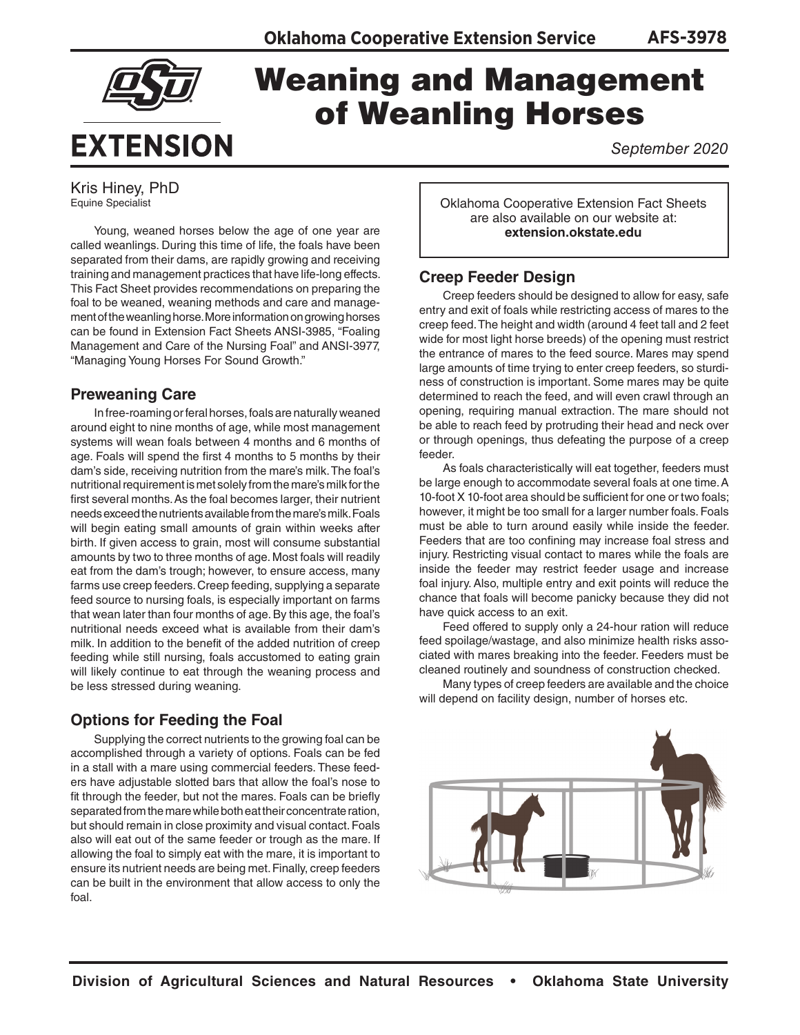Oklahoma Cooperative Extension Service AFS-3978

# Weaning and Management of Weanling Horses

September 2020

Kris Hiney, PhD
Equine Specialist

Oklahoma Cooperative Extension Fact Sheets are also available on our website at: **extension.okstate.edu**

Young, weaned horses below the age of one year are called weanlings. During this time of life, the foals have been separated from their dams, are rapidly growing and receiving training and management practices that have life-long effects. This Fact Sheet provides recommendations on preparing the foal to be weaned, weaning methods and care and management of the weanling horse. More information on growing horses can be found in Extension Fact Sheets ANSI-3985, "Foaling Management and Care of the Nursing Foal" and ANSI-3977, "Managing Young Horses For Sound Growth."

## Preweaning Care

In free-roaming or feral horses, foals are naturally weaned around eight to nine months of age, while most management systems will wean foals between 4 months and 6 months of age. Foals will spend the first 4 months to 5 months by their dam's side, receiving nutrition from the mare's milk. The foal's nutritional requirement is met solely from the mare's milk for the first several months. As the foal becomes larger, their nutrient needs exceed the nutrients available from the mare's milk. Foals will begin eating small amounts of grain within weeks after birth. If given access to grain, most will consume substantial amounts by two to three months of age. Most foals will readily eat from the dam's trough; however, to ensure access, many farms use creep feeders. Creep feeding, supplying a separate feed source to nursing foals, is especially important on farms that wean later than four months of age. By this age, the foal's nutritional needs exceed what is available from their dam's milk. In addition to the benefit of the added nutrition of creep feeding while still nursing, foals accustomed to eating grain will likely continue to eat through the weaning process and be less stressed during weaning.

## Options for Feeding the Foal

Supplying the correct nutrients to the growing foal can be accomplished through a variety of options. Foals can be fed in a stall with a mare using commercial feeders. These feeders have adjustable slotted bars that allow the foal's nose to fit through the feeder, but not the mares. Foals can be briefly separated from the mare while both eat their concentrate ration, but should remain in close proximity and visual contact. Foals also will eat out of the same feeder or trough as the mare. If allowing the foal to simply eat with the mare, it is important to ensure its nutrient needs are being met. Finally, creep feeders can be built in the environment that allow access to only the foal.

## Creep Feeder Design

Creep feeders should be designed to allow for easy, safe entry and exit of foals while restricting access of mares to the creep feed. The height and width (around 4 feet tall and 2 feet wide for most light horse breeds) of the opening must restrict the entrance of mares to the feed source. Mares may spend large amounts of time trying to enter creep feeders, so sturdiness of construction is important. Some mares may be quite determined to reach the feed, and will even crawl through an opening, requiring manual extraction. The mare should not be able to reach feed by protruding their head and neck over or through openings, thus defeating the purpose of a creep feeder.

As foals characteristically will eat together, feeders must be large enough to accommodate several foals at one time. A 10-foot X 10-foot area should be sufficient for one or two foals; however, it might be too small for a larger number foals. Foals must be able to turn around easily while inside the feeder. Feeders that are too confining may increase foal stress and injury. Restricting visual contact to mares while the foals are inside the feeder may restrict feeder usage and increase foal injury. Also, multiple entry and exit points will reduce the chance that foals will become panicky because they did not have quick access to an exit.

Feed offered to supply only a 24-hour ration will reduce feed spoilage/wastage, and also minimize health risks associated with mares breaking into the feeder. Feeders must be cleaned routinely and soundness of construction checked.

Many types of creep feeders are available and the choice will depend on facility design, number of horses etc.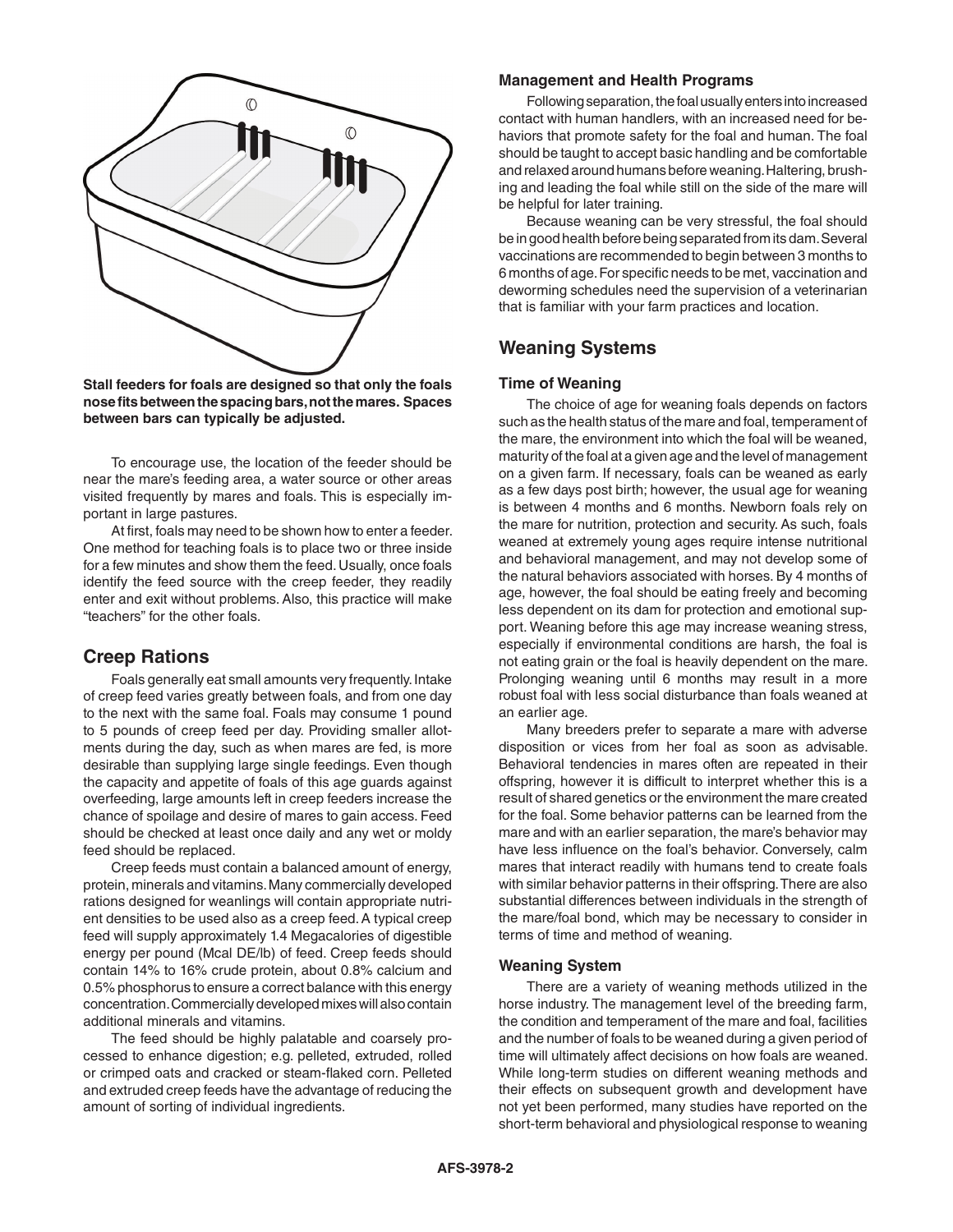**Stall feeders for foals are designed so that only the foals nose fits between the spacing bars, not the mares. Spaces between bars can typically be adjusted.**

To encourage use, the location of the feeder should be near the mare's feeding area, a water source or other areas visited frequently by mares and foals. This is especially important in large pastures.

At first, foals may need to be shown how to enter a feeder. One method for teaching foals is to place two or three inside for a few minutes and show them the feed. Usually, once foals identify the feed source with the creep feeder, they readily enter and exit without problems. Also, this practice will make "teachers" for the other foals.

## Creep Rations

Foals generally eat small amounts very frequently. Intake of creep feed varies greatly between foals, and from one day to the next with the same foal. Foals may consume 1 pound to 5 pounds of creep feed per day. Providing smaller allotments during the day, such as when mares are fed, is more desirable than supplying large single feedings. Even though the capacity and appetite of foals of this age guards against overfeeding, large amounts left in creep feeders increase the chance of spoilage and desire of mares to gain access. Feed should be checked at least once daily and any wet or moldy feed should be replaced.

Creep feeds must contain a balanced amount of energy, protein, minerals and vitamins. Many commercially developed rations designed for weanlings will contain appropriate nutrient densities to be used also as a creep feed. A typical creep feed will supply approximately 1.4 Megacalories of digestible energy per pound (Mcal DE/lb) of feed. Creep feeds should contain 14% to 16% crude protein, about 0.8% calcium and 0.5% phosphorus to ensure a correct balance with this energy concentration. Commercially developed mixes will also contain additional minerals and vitamins.

The feed should be highly palatable and coarsely processed to enhance digestion; e.g. pelleted, extruded, rolled or crimped oats and cracked or steam-flaked corn. Pelleted and extruded creep feeds have the advantage of reducing the amount of sorting of individual ingredients.

### Management and Health Programs

Following separation, the foal usually enters into increased contact with human handlers, with an increased need for behaviors that promote safety for the foal and human. The foal should be taught to accept basic handling and be comfortable and relaxed around humans before weaning. Haltering, brushing and leading the foal while still on the side of the mare will be helpful for later training.

Because weaning can be very stressful, the foal should be in good health before being separated from its dam. Several vaccinations are recommended to begin between 3 months to 6 months of age. For specific needs to be met, vaccination and deworming schedules need the supervision of a veterinarian that is familiar with your farm practices and location.

## Weaning Systems

### Time of Weaning

The choice of age for weaning foals depends on factors such as the health status of the mare and foal, temperament of the mare, the environment into which the foal will be weaned, maturity of the foal at a given age and the level of management on a given farm. If necessary, foals can be weaned as early as a few days post birth; however, the usual age for weaning is between 4 months and 6 months. Newborn foals rely on the mare for nutrition, protection and security. As such, foals weaned at extremely young ages require intense nutritional and behavioral management, and may not develop some of the natural behaviors associated with horses. By 4 months of age, however, the foal should be eating freely and becoming less dependent on its dam for protection and emotional support. Weaning before this age may increase weaning stress, especially if environmental conditions are harsh, the foal is not eating grain or the foal is heavily dependent on the mare. Prolonging weaning until 6 months may result in a more robust foal with less social disturbance than foals weaned at an earlier age.

Many breeders prefer to separate a mare with adverse disposition or vices from her foal as soon as advisable. Behavioral tendencies in mares often are repeated in their offspring, however it is difficult to interpret whether this is a result of shared genetics or the environment the mare created for the foal. Some behavior patterns can be learned from the mare and with an earlier separation, the mare's behavior may have less influence on the foal's behavior. Conversely, calm mares that interact readily with humans tend to create foals with similar behavior patterns in their offspring. There are also substantial differences between individuals in the strength of the mare/foal bond, which may be necessary to consider in terms of time and method of weaning.

### Weaning System

There are a variety of weaning methods utilized in the horse industry. The management level of the breeding farm, the condition and temperament of the mare and foal, facilities and the number of foals to be weaned during a given period of time will ultimately affect decisions on how foals are weaned. While long-term studies on different weaning methods and their effects on subsequent growth and development have not yet been performed, many studies have reported on the short-term behavioral and physiological response to weaning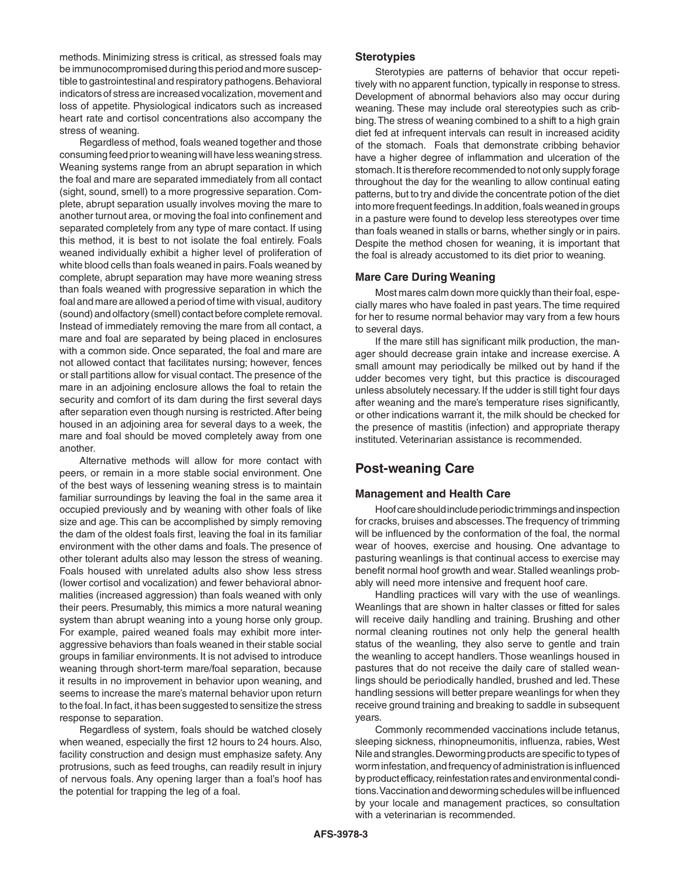methods. Minimizing stress is critical, as stressed foals may be immunocompromised during this period and more susceptible to gastrointestinal and respiratory pathogens. Behavioral indicators of stress are increased vocalization, movement and loss of appetite. Physiological indicators such as increased heart rate and cortisol concentrations also accompany the stress of weaning.

Regardless of method, foals weaned together and those consuming feed prior to weaning will have less weaning stress. Weaning systems range from an abrupt separation in which the foal and mare are separated immediately from all contact (sight, sound, smell) to a more progressive separation. Complete, abrupt separation usually involves moving the mare to another turnout area, or moving the foal into confinement and separated completely from any type of mare contact. If using this method, it is best to not isolate the foal entirely. Foals weaned individually exhibit a higher level of proliferation of white blood cells than foals weaned in pairs. Foals weaned by complete, abrupt separation may have more weaning stress than foals weaned with progressive separation in which the foal and mare are allowed a period of time with visual, auditory (sound) and olfactory (smell) contact before complete removal. Instead of immediately removing the mare from all contact, a mare and foal are separated by being placed in enclosures with a common side. Once separated, the foal and mare are not allowed contact that facilitates nursing; however, fences or stall partitions allow for visual contact. The presence of the mare in an adjoining enclosure allows the foal to retain the security and comfort of its dam during the first several days after separation even though nursing is restricted. After being housed in an adjoining area for several days to a week, the mare and foal should be moved completely away from one another.

Alternative methods will allow for more contact with peers, or remain in a more stable social environment. One of the best ways of lessening weaning stress is to maintain familiar surroundings by leaving the foal in the same area it occupied previously and by weaning with other foals of like size and age. This can be accomplished by simply removing the dam of the oldest foals first, leaving the foal in its familiar environment with the other dams and foals. The presence of other tolerant adults also may lesson the stress of weaning. Foals housed with unrelated adults also show less stress (lower cortisol and vocalization) and fewer behavioral abnormalities (increased aggression) than foals weaned with only their peers. Presumably, this mimics a more natural weaning system than abrupt weaning into a young horse only group. For example, paired weaned foals may exhibit more inter-aggressive behaviors than foals weaned in their stable social groups in familiar environments. It is not advised to introduce weaning through short-term mare/foal separation, because it results in no improvement in behavior upon weaning, and seems to increase the mare's maternal behavior upon return to the foal. In fact, it has been suggested to sensitize the stress response to separation.

Regardless of system, foals should be watched closely when weaned, especially the first 12 hours to 24 hours. Also, facility construction and design must emphasize safety. Any protrusions, such as feed troughs, can readily result in injury of nervous foals. Any opening larger than a foal's hoof has the potential for trapping the leg of a foal.

### Sterotypies

Sterotypies are patterns of behavior that occur repetitively with no apparent function, typically in response to stress. Development of abnormal behaviors also may occur during weaning. These may include oral stereotypies such as cribbing. The stress of weaning combined to a shift to a high grain diet fed at infrequent intervals can result in increased acidity of the stomach. Foals that demonstrate cribbing behavior have a higher degree of inflammation and ulceration of the stomach. It is therefore recommended to not only supply forage throughout the day for the weanling to allow continual eating patterns, but to try and divide the concentrate potion of the diet into more frequent feedings. In addition, foals weaned in groups in a pasture were found to develop less stereotypes over time than foals weaned in stalls or barns, whether singly or in pairs. Despite the method chosen for weaning, it is important that the foal is already accustomed to its diet prior to weaning.

### Mare Care During Weaning

Most mares calm down more quickly than their foal, especially mares who have foaled in past years. The time required for her to resume normal behavior may vary from a few hours to several days.

If the mare still has significant milk production, the manager should decrease grain intake and increase exercise. A small amount may periodically be milked out by hand if the udder becomes very tight, but this practice is discouraged unless absolutely necessary. If the udder is still tight four days after weaning and the mare's temperature rises significantly, or other indications warrant it, the milk should be checked for the presence of mastitis (infection) and appropriate therapy instituted. Veterinarian assistance is recommended.

## Post-weaning Care

### Management and Health Care

Hoof care should include periodic trimmings and inspection for cracks, bruises and abscesses. The frequency of trimming will be influenced by the conformation of the foal, the normal wear of hooves, exercise and housing. One advantage to pasturing weanlings is that continual access to exercise may benefit normal hoof growth and wear. Stalled weanlings probably will need more intensive and frequent hoof care.

Handling practices will vary with the use of weanlings. Weanlings that are shown in halter classes or fitted for sales will receive daily handling and training. Brushing and other normal cleaning routines not only help the general health status of the weanling, they also serve to gentle and train the weanling to accept handlers. Those weanlings housed in pastures that do not receive the daily care of stalled weanlings should be periodically handled, brushed and led. These handling sessions will better prepare weanlings for when they receive ground training and breaking to saddle in subsequent years.

Commonly recommended vaccinations include tetanus, sleeping sickness, rhinopneumonitis, influenza, rabies, West Nile and strangles. Deworming products are specific to types of worm infestation, and frequency of administration is influenced by product efficacy, reinfestation rates and environmental conditions. Vaccination and deworming schedules will be influenced by your locale and management practices, so consultation with a veterinarian is recommended.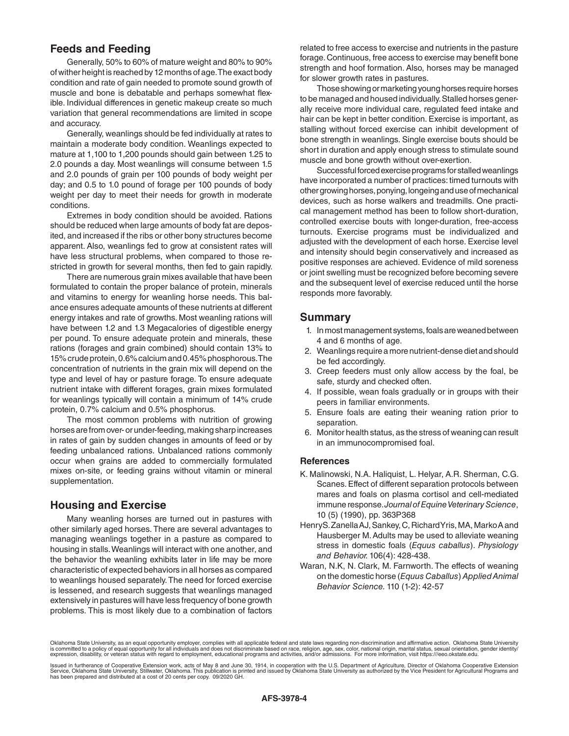## Feeds and Feeding

Generally, 50% to 60% of mature weight and 80% to 90% of wither height is reached by 12 months of age. The exact body condition and rate of gain needed to promote sound growth of muscle and bone is debatable and perhaps somewhat flexible. Individual differences in genetic makeup create so much variation that general recommendations are limited in scope and accuracy.

Generally, weanlings should be fed individually at rates to maintain a moderate body condition. Weanlings expected to mature at 1,100 to 1,200 pounds should gain between 1.25 to 2.0 pounds a day. Most weanlings will consume between 1.5 and 2.0 pounds of grain per 100 pounds of body weight per day; and 0.5 to 1.0 pound of forage per 100 pounds of body weight per day to meet their needs for growth in moderate conditions.

Extremes in body condition should be avoided. Rations should be reduced when large amounts of body fat are deposited, and increased if the ribs or other bony structures become apparent. Also, weanlings fed to grow at consistent rates will have less structural problems, when compared to those restricted in growth for several months, then fed to gain rapidly.

There are numerous grain mixes available that have been formulated to contain the proper balance of protein, minerals and vitamins to energy for weanling horse needs. This balance ensures adequate amounts of these nutrients at different energy intakes and rate of growths. Most weanling rations will have between 1.2 and 1.3 Megacalories of digestible energy per pound. To ensure adequate protein and minerals, these rations (forages and grain combined) should contain 13% to 15% crude protein, 0.6% calcium and 0.45% phosphorous. The concentration of nutrients in the grain mix will depend on the type and level of hay or pasture forage. To ensure adequate nutrient intake with different forages, grain mixes formulated for weanlings typically will contain a minimum of 14% crude protein, 0.7% calcium and 0.5% phosphorus.

The most common problems with nutrition of growing horses are from over- or under-feeding, making sharp increases in rates of gain by sudden changes in amounts of feed or by feeding unbalanced rations. Unbalanced rations commonly occur when grains are added to commercially formulated mixes on-site, or feeding grains without vitamin or mineral supplementation.

## Housing and Exercise

Many weanling horses are turned out in pastures with other similarly aged horses. There are several advantages to managing weanlings together in a pasture as compared to housing in stalls. Weanlings will interact with one another, and the behavior the weanling exhibits later in life may be more characteristic of expected behaviors in all horses as compared to weanlings housed separately. The need for forced exercise is lessened, and research suggests that weanlings managed extensively in pastures will have less frequency of bone growth problems. This is most likely due to a combination of factors related to free access to exercise and nutrients in the pasture forage. Continuous, free access to exercise may benefit bone strength and hoof formation. Also, horses may be managed for slower growth rates in pastures.

Those showing or marketing young horses require horses to be managed and housed individually. Stalled horses generally receive more individual care, regulated feed intake and hair can be kept in better condition. Exercise is important, as stalling without forced exercise can inhibit development of bone strength in weanlings. Single exercise bouts should be short in duration and apply enough stress to stimulate sound muscle and bone growth without over-exertion.

Successful forced exercise programs for stalled weanlings have incorporated a number of practices: timed turnouts with other growing horses, ponying, longeing and use of mechanical devices, such as horse walkers and treadmills. One practical management method has been to follow short-duration, controlled exercise bouts with longer-duration, free-access turnouts. Exercise programs must be individualized and adjusted with the development of each horse. Exercise level and intensity should begin conservatively and increased as positive responses are achieved. Evidence of mild soreness or joint swelling must be recognized before becoming severe and the subsequent level of exercise reduced until the horse responds more favorably.

## Summary

1. In most management systems, foals are weaned between 4 and 6 months of age.
2. Weanlings require a more nutrient-dense diet and should be fed accordingly.
3. Creep feeders must only allow access by the foal, be safe, sturdy and checked often.
4. If possible, wean foals gradually or in groups with their peers in familiar environments.
5. Ensure foals are eating their weaning ration prior to separation.
6. Monitor health status, as the stress of weaning can result in an immunocompromised foal.

### References

K. Malinowski, N.A. Haliquist, L. Helyar, A.R. Sherman, C.G. Scanes. Effect of different separation protocols between mares and foals on plasma cortisol and cell-mediated immune response. *Journal of Equine Veterinary Science*, 10 (5) (1990), pp. 363P368

HenryS. Zanella AJ, Sankey, C, Richard Yris, MA, Marko A and Hausberger M. Adults may be used to alleviate weaning stress in domestic foals (*Equus caballus*). *Physiology and Behavior.* 106(4): 428-438.

Waran, N.K, N. Clark, M. Farnworth. The effects of weaning on the domestic horse (*Equus Caballus*) *Applied Animal Behavior Science*. 110 (1-2): 42-57

Oklahoma State University, as an equal opportunity employer, complies with all applicable federal and state laws regarding non-discrimination and affirmative action. Oklahoma State University is committed to a policy of equal opportunity for all individuals and does not discriminate based on race, religion, age, sex, color, national origin, marital status, sexual orientation, gender identity/expression, disability, or veteran status with regard to employment, educational programs and activities, and/or admissions. For more information, visit https:///eeo.okstate.edu.

Issued in furtherance of Cooperative Extension work, acts of May 8 and June 30, 1914, in cooperation with the U.S. Department of Agriculture, Director of Oklahoma Cooperative Extension Service, Oklahoma State University, Stillwater, Oklahoma. This publication is printed and issued by Oklahoma State University as authorized by the Vice President for Agricultural Programs and has been prepared and distributed at a cost of 20 cents per copy. 09/2020 GH.